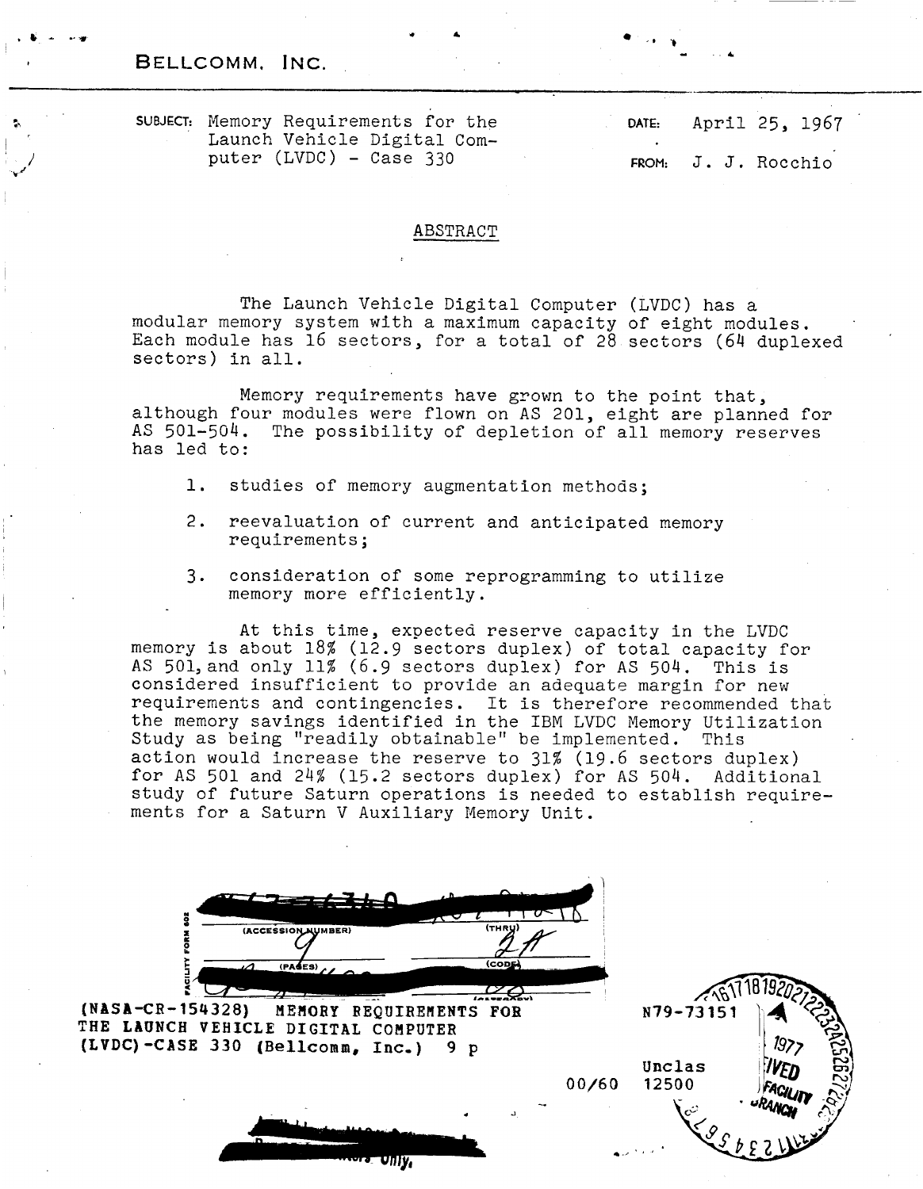BELLCOMM, INC.

SUBJECT: Memory Requirements for the Launch Vehicle Digital Computer (LVDC) - Case 330

DATE: April 25, 1967

FROM: J. J. Rocchio

## ABSTRACT

The Launch Vehicle Digital Computer (LVDC) has a modular memory system with a maximum capacity of eight modules. Each module has 16 sectors, for a total of 28 sectors (64 duplexed sectors) in all.

Memory requirements have grown to the point that, although four modules were flown on AS 201, eight are planned for AS 501-504. The possibility of depletion of all memory reserves has led to:

1. studies of memory augmentation methods;
2. reevaluation of current and anticipated memory requirements;
3. consideration of some reprogramming to utilize memory more efficiently.

At this time, expected reserve capacity in the LVDC memory is about 18% (12.9 sectors duplex) of total capacity for AS 501, and only 11% (6.9 sectors duplex) for AS 504. This is considered insufficient to provide an adequate margin for new requirements and contingencies. It is therefore recommended that the memory savings identified in the IBM LVDC Memory Utilization Study as being "readily obtainable" be implemented. This action would increase the reserve to 31% (19.6 sectors duplex) for AS 501 and 24% (15.2 sectors duplex) for AS 504. Additional study of future Saturn operations is needed to establish requirements for a Saturn V Auxiliary Memory Unit.

(NASA-CR-154328) MEMORY REQUIREMENTS FOR THE LAUNCH VEHICLE DIGITAL COMPUTER (LVDC)-CASE 330 (Bellcomm, Inc.) 9 p

N79-73151

Unclas

00/60 12500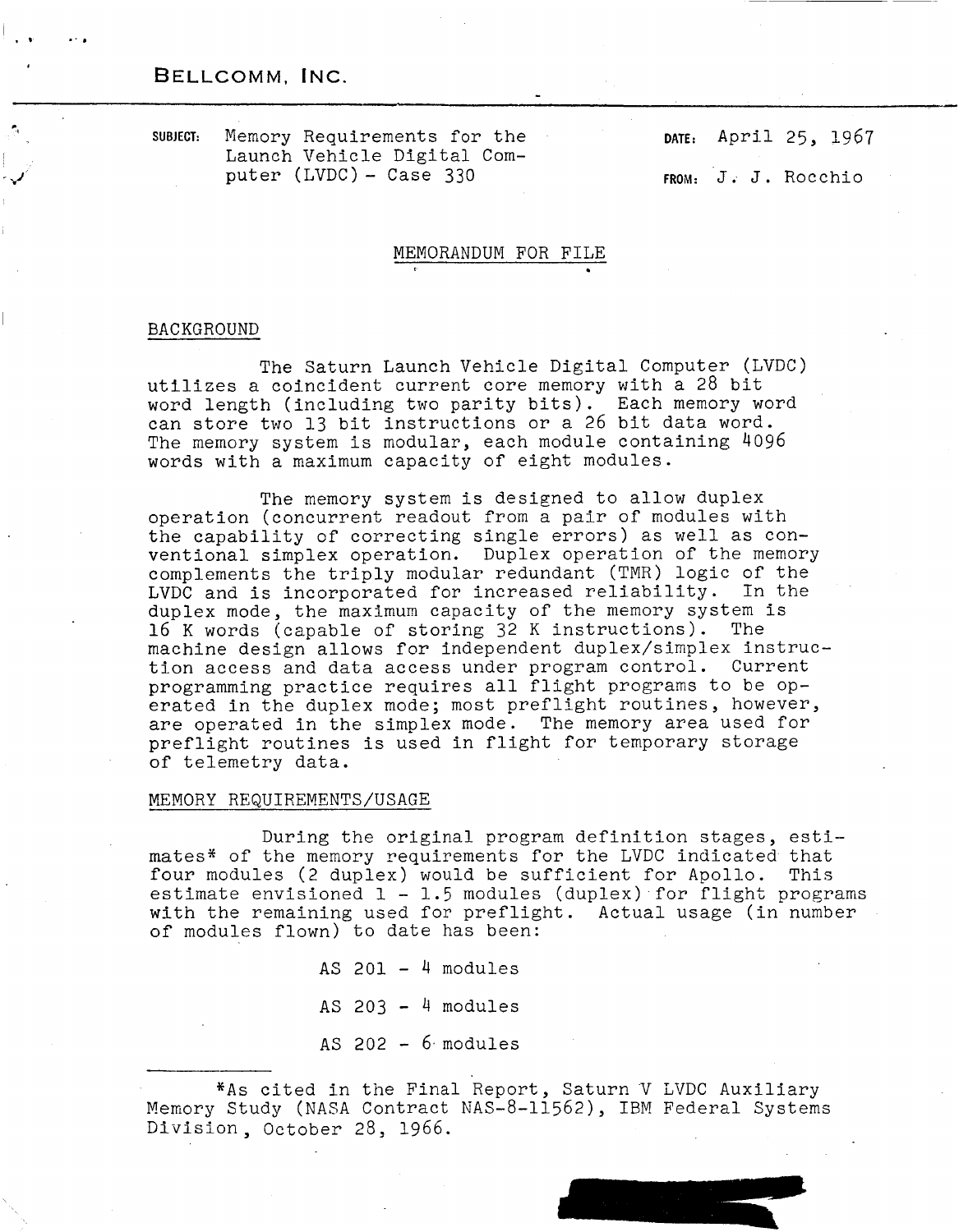BELLCOMM, INC.

SUBJECT: Memory Requirements for the Launch Vehicle Digital Computer (LVDC) - Case 330

DATE: April 25, 1967

FROM: J. J. Rocchio

MEMORANDUM FOR FILE

## BACKGROUND

The Saturn Launch Vehicle Digital Computer (LVDC) utilizes a coincident current core memory with a 28 bit word length (including two parity bits). Each memory word can store two 13 bit instructions or a 26 bit data word. The memory system is modular, each module containing 4096 words with a maximum capacity of eight modules.

The memory system is designed to allow duplex operation (concurrent readout from a pair of modules with the capability of correcting single errors) as well as conventional simplex operation. Duplex operation of the memory complements the triply modular redundant (TMR) logic of the LVDC and is incorporated for increased reliability. In the duplex mode, the maximum capacity of the memory system is 16 K words (capable of storing 32 K instructions). The machine design allows for independent duplex/simplex instruction access and data access under program control. Current programming practice requires all flight programs to be operated in the duplex mode; most preflight routines, however, are operated in the simplex mode. The memory area used for preflight routines is used in flight for temporary storage of telemetry data.

## MEMORY REQUIREMENTS/USAGE

During the original program definition stages, estimates* of the memory requirements for the LVDC indicated that four modules (2 duplex) would be sufficient for Apollo. This estimate envisioned 1 - 1.5 modules (duplex) for flight programs with the remaining used for preflight. Actual usage (in number of modules flown) to date has been:

AS 201 - 4 modules

AS 203 - 4 modules

AS 202 - 6 modules

---

*As cited in the Final Report, Saturn V LVDC Auxiliary Memory Study (NASA Contract NAS-8-11562), IBM Federal Systems Division, October 28, 1966.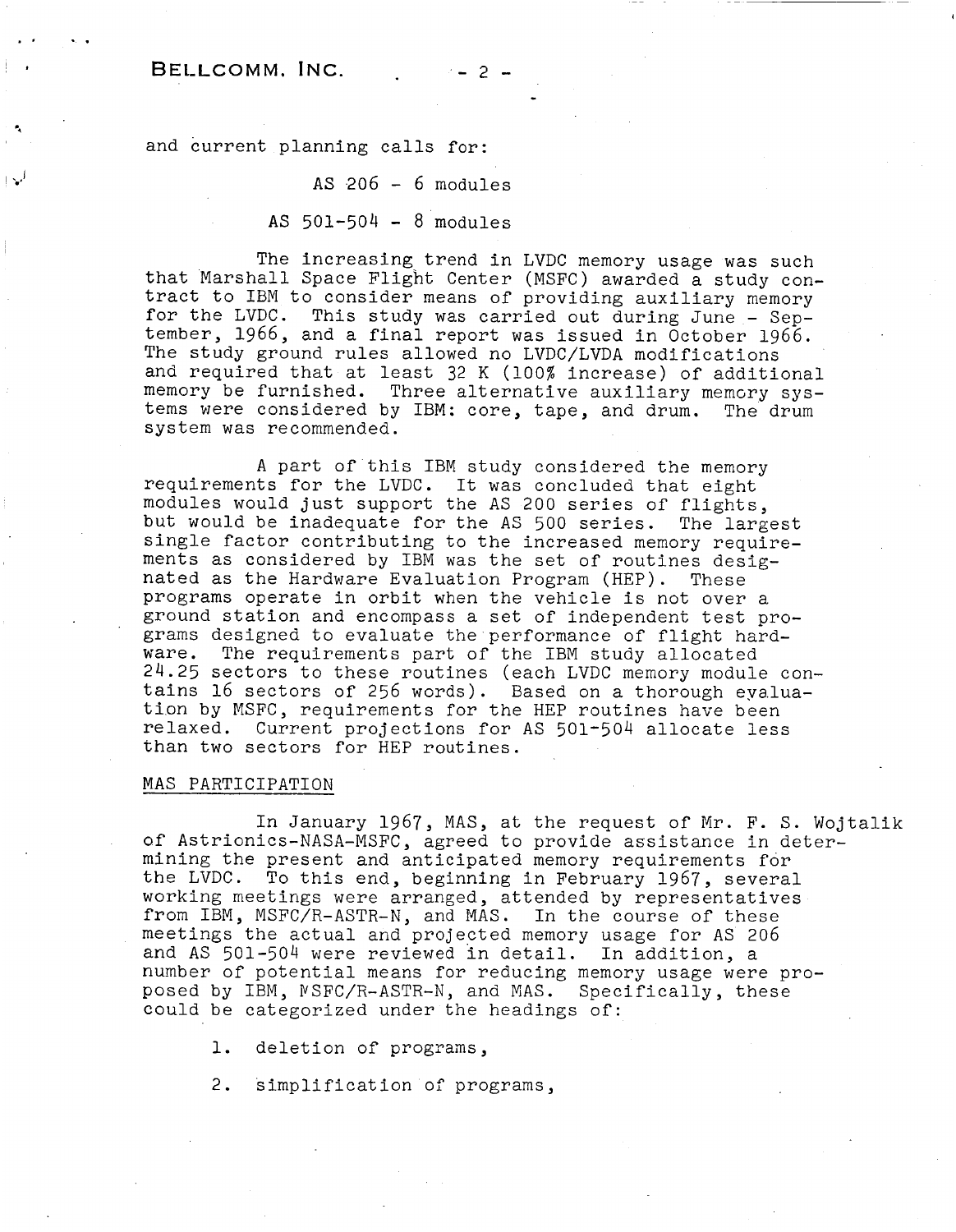and current planning calls for:

AS 206 - 6 modules

AS 501-504 - 8 modules

The increasing trend in LVDC memory usage was such that Marshall Space Flight Center (MSFC) awarded a study contract to IBM to consider means of providing auxiliary memory for the LVDC. This study was carried out during June - September, 1966, and a final report was issued in October 1966. The study ground rules allowed no LVDC/LVDA modifications and required that at least 32 K (100% increase) of additional memory be furnished. Three alternative auxiliary memory systems were considered by IBM: core, tape, and drum. The drum system was recommended.

A part of this IBM study considered the memory requirements for the LVDC. It was concluded that eight modules would just support the AS 200 series of flights, but would be inadequate for the AS 500 series. The largest single factor contributing to the increased memory requirements as considered by IBM was the set of routines designated as the Hardware Evaluation Program (HEP). These programs operate in orbit when the vehicle is not over a ground station and encompass a set of independent test programs designed to evaluate the performance of flight hardware. The requirements part of the IBM study allocated 24.25 sectors to these routines (each LVDC memory module contains 16 sectors of 256 words). Based on a thorough evaluation by MSFC, requirements for the HEP routines have been relaxed. Current projections for AS 501-504 allocate less than two sectors for HEP routines.

## MAS PARTICIPATION

In January 1967, MAS, at the request of Mr. F. S. Wojtalik of Astrionics-NASA-MSFC, agreed to provide assistance in determining the present and anticipated memory requirements for the LVDC. To this end, beginning in February 1967, several working meetings were arranged, attended by representatives from IBM, MSFC/R-ASTR-N, and MAS. In the course of these meetings the actual and projected memory usage for AS 206 and AS 501-504 were reviewed in detail. In addition, a number of potential means for reducing memory usage were proposed by IBM, MSFC/R-ASTR-N, and MAS. Specifically, these could be categorized under the headings of:

1. deletion of programs,
2. simplification of programs,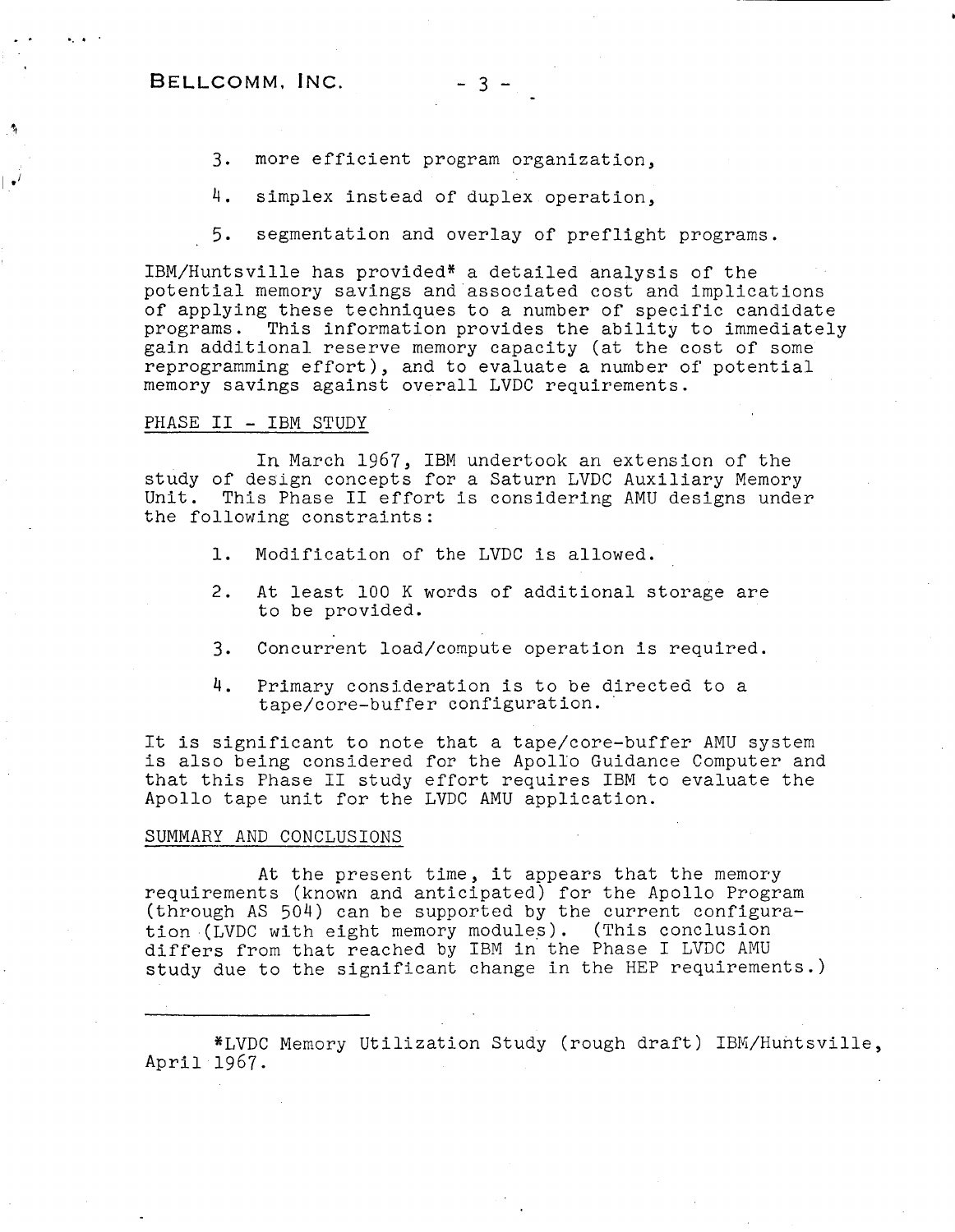3. more efficient program organization,
4. simplex instead of duplex operation,
5. segmentation and overlay of preflight programs.

IBM/Huntsville has provided* a detailed analysis of the potential memory savings and associated cost and implications of applying these techniques to a number of specific candidate programs. This information provides the ability to immediately gain additional reserve memory capacity (at the cost of some reprogramming effort), and to evaluate a number of potential memory savings against overall LVDC requirements.

## PHASE II - IBM STUDY

In March 1967, IBM undertook an extension of the study of design concepts for a Saturn LVDC Auxiliary Memory Unit. This Phase II effort is considering AMU designs under the following constraints:

1. Modification of the LVDC is allowed.
2. At least 100 K words of additional storage are to be provided.
3. Concurrent load/compute operation is required.
4. Primary consideration is to be directed to a tape/core-buffer configuration.

It is significant to note that a tape/core-buffer AMU system is also being considered for the Apollo Guidance Computer and that this Phase II study effort requires IBM to evaluate the Apollo tape unit for the LVDC AMU application.

## SUMMARY AND CONCLUSIONS

At the present time, it appears that the memory requirements (known and anticipated) for the Apollo Program (through AS 504) can be supported by the current configuration (LVDC with eight memory modules). (This conclusion differs from that reached by IBM in the Phase I LVDC AMU study due to the significant change in the HEP requirements.)

---

*LVDC Memory Utilization Study (rough draft) IBM/Huntsville, April 1967.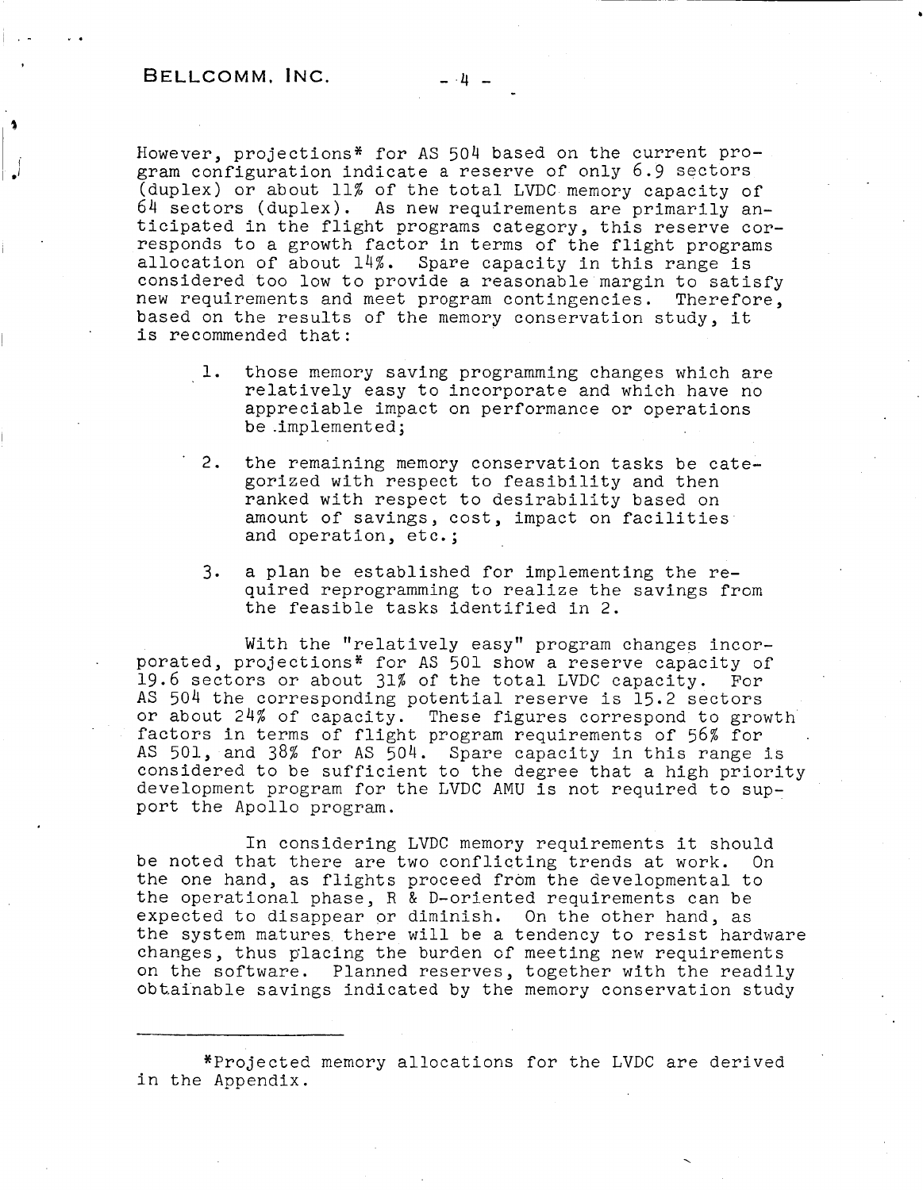However, projections* for AS 504 based on the current program configuration indicate a reserve of only 6.9 sectors (duplex) or about 11% of the total LVDC memory capacity of 64 sectors (duplex). As new requirements are primarily anticipated in the flight programs category, this reserve corresponds to a growth factor in terms of the flight programs allocation of about 14%. Spare capacity in this range is considered too low to provide a reasonable margin to satisfy new requirements and meet program contingencies. Therefore, based on the results of the memory conservation study, it is recommended that:

1. those memory saving programming changes which are relatively easy to incorporate and which have no appreciable impact on performance or operations be implemented;

2. the remaining memory conservation tasks be categorized with respect to feasibility and then ranked with respect to desirability based on amount of savings, cost, impact on facilities and operation, etc.;

3. a plan be established for implementing the required reprogramming to realize the savings from the feasible tasks identified in 2.

With the "relatively easy" program changes incorporated, projections* for AS 501 show a reserve capacity of 19.6 sectors or about 31% of the total LVDC capacity. For AS 504 the corresponding potential reserve is 15.2 sectors or about 24% of capacity. These figures correspond to growth factors in terms of flight program requirements of 56% for AS 501, and 38% for AS 504. Spare capacity in this range is considered to be sufficient to the degree that a high priority development program for the LVDC AMU is not required to support the Apollo program.

In considering LVDC memory requirements it should be noted that there are two conflicting trends at work. On the one hand, as flights proceed from the developmental to the operational phase, R & D-oriented requirements can be expected to disappear or diminish. On the other hand, as the system matures there will be a tendency to resist hardware changes, thus placing the burden of meeting new requirements on the software. Planned reserves, together with the readily obtainable savings indicated by the memory conservation study

---

*Projected memory allocations for the LVDC are derived in the Appendix.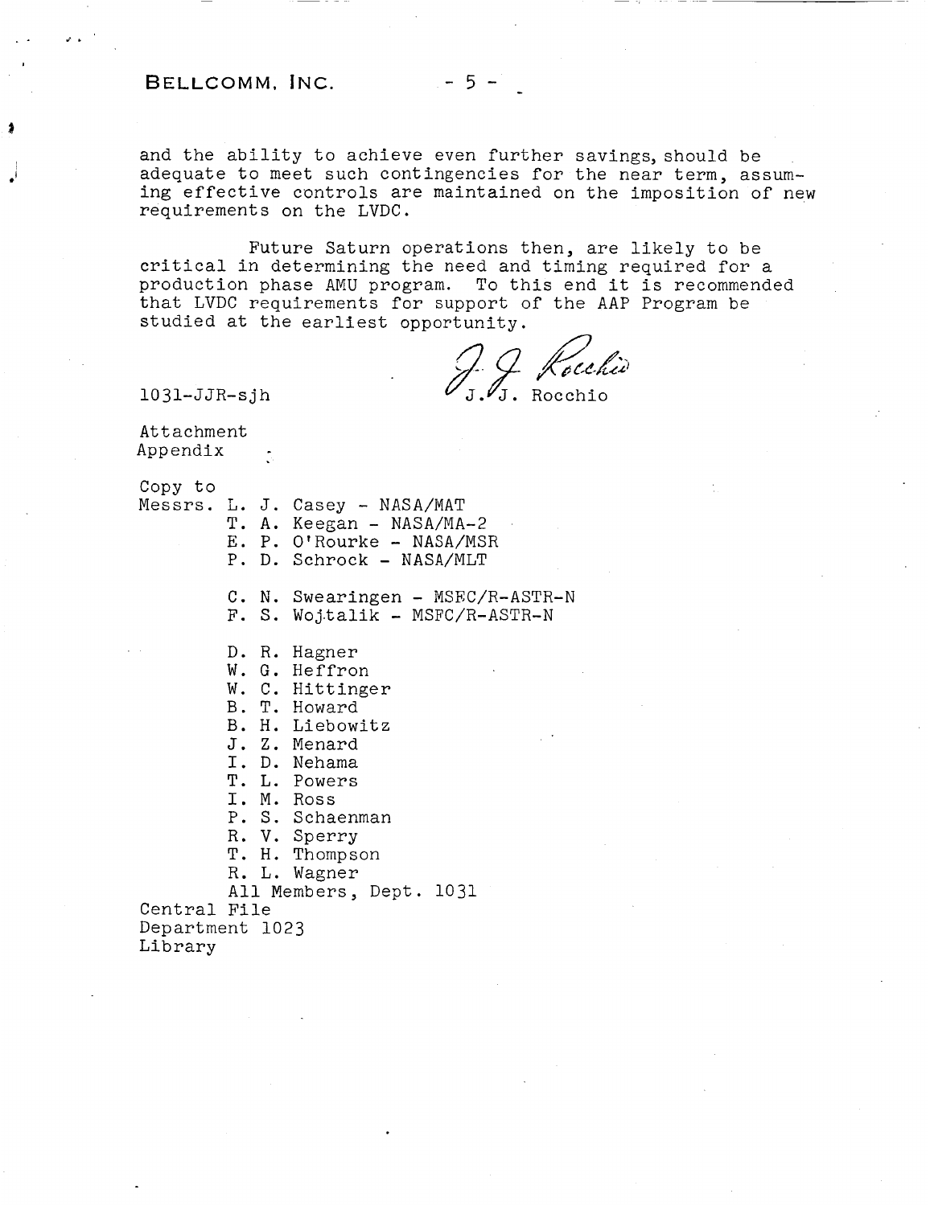and the ability to achieve even further savings, should be adequate to meet such contingencies for the near term, assuming effective controls are maintained on the imposition of new requirements on the LVDC.

Future Saturn operations then, are likely to be critical in determining the need and timing required for a production phase AMU program. To this end it is recommended that LVDC requirements for support of the AAP Program be studied at the earliest opportunity.

1031-JJR-sjh

J. J. Rocchio

Attachment
Appendix

Copy to
Messrs. L. J. Casey - NASA/MAT
T. A. Keegan - NASA/MA-2
E. P. O'Rourke - NASA/MSR
P. D. Schrock - NASA/MLT

C. N. Swearingen - MSFC/R-ASTR-N
F. S. Wojtalik - MSFC/R-ASTR-N

D. R. Hagner
W. G. Heffron
W. C. Hittinger
B. T. Howard
B. H. Liebowitz
J. Z. Menard
I. D. Nehama
T. L. Powers
I. M. Ross
P. S. Schaenman
R. V. Sperry
T. H. Thompson
R. L. Wagner
All Members, Dept. 1031

Central File
Department 1023
Library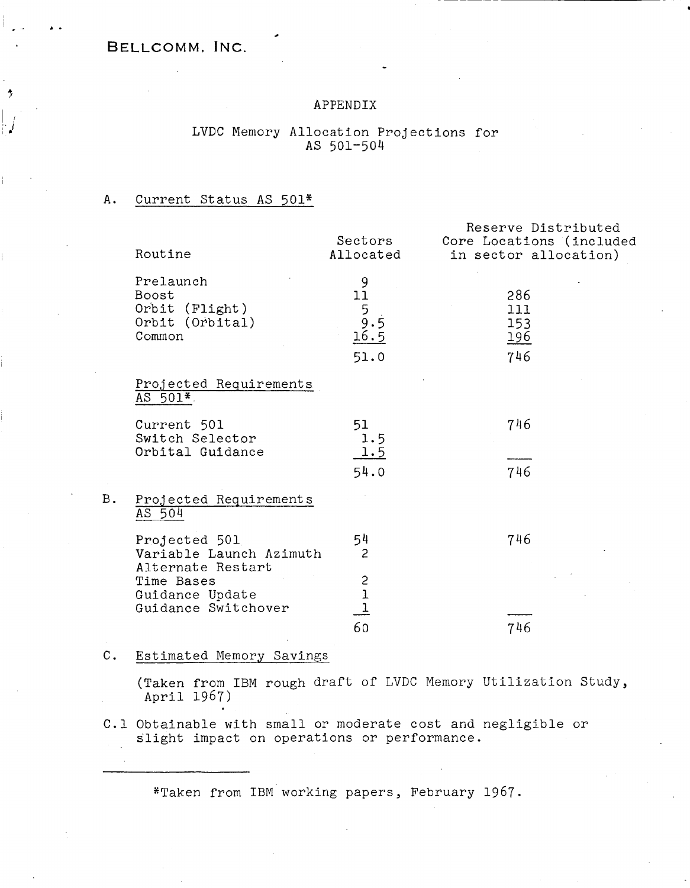BELLCOMM, INC.

# APPENDIX

## LVDC Memory Allocation Projections for AS 501-504

### A. Current Status AS 501*

| Routine | Sectors Allocated | Reserve Distributed Core Locations (included in sector allocation) |
|---|---|---|
| Prelaunch | 9 | |
| Boost | 11 | 286 |
| Orbit (Flight) | 5 | 111 |
| Orbit (Orbital) | 9.5 | 153 |
| Common | 16.5 | 196 |
| | 51.0 | 746 |

Projected Requirements AS 501*

| | | |
|---|---|---|
| Current 501 | 51 | 746 |
| Switch Selector | 1.5 | |
| Orbital Guidance | 1.5 | |
| | 54.0 | 746 |

### B. Projected Requirements AS 504

| | | |
|---|---|---|
| Projected 501 | 54 | 746 |
| Variable Launch Azimuth | 2 | |
| Alternate Restart | | |
| Time Bases | 2 | |
| Guidance Update | 1 | |
| Guidance Switchover | 1 | |
| | 60 | 746 |

### C. Estimated Memory Savings

(Taken from IBM rough draft of LVDC Memory Utilization Study, April 1967)

C.1 Obtainable with small or moderate cost and negligible or slight impact on operations or performance.

---

*Taken from IBM working papers, February 1967.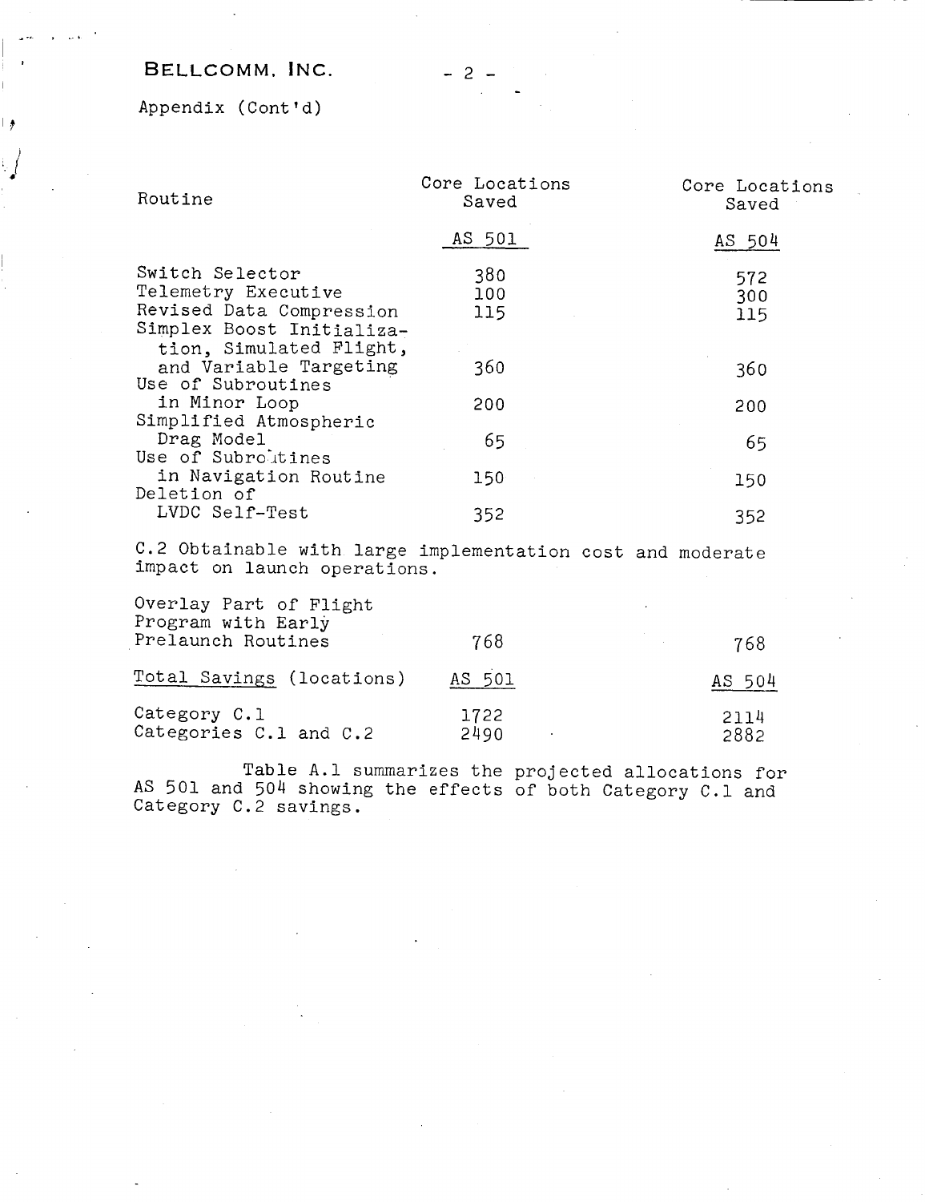BELLCOMM, INC.

Appendix (Cont'd)

| Routine | Core Locations Saved | Core Locations Saved |
|---|---|---|
| | AS 501 | AS 504 |
| Switch Selector | 380 | 572 |
| Telemetry Executive | 100 | 300 |
| Revised Data Compression | 115 | 115 |
| Simplex Boost Initialization, Simulated Flight, and Variable Targeting | 360 | 360 |
| Use of Subroutines in Minor Loop | 200 | 200 |
| Simplified Atmospheric Drag Model | 65 | 65 |
| Use of Subroutines in Navigation Routine | 150 | 150 |
| Deletion of LVDC Self-Test | 352 | 352 |

C.2 Obtainable with large implementation cost and moderate impact on launch operations.

| | | |
|---|---|---|
| Overlay Part of Flight Program with Early Prelaunch Routines | 768 | 768 |

| Total Savings (locations) | AS 501 | AS 504 |
|---|---|---|
| Category C.1 | 1722 | 2114 |
| Categories C.1 and C.2 | 2490 | 2882 |

Table A.1 summarizes the projected allocations for AS 501 and 504 showing the effects of both Category C.1 and Category C.2 savings.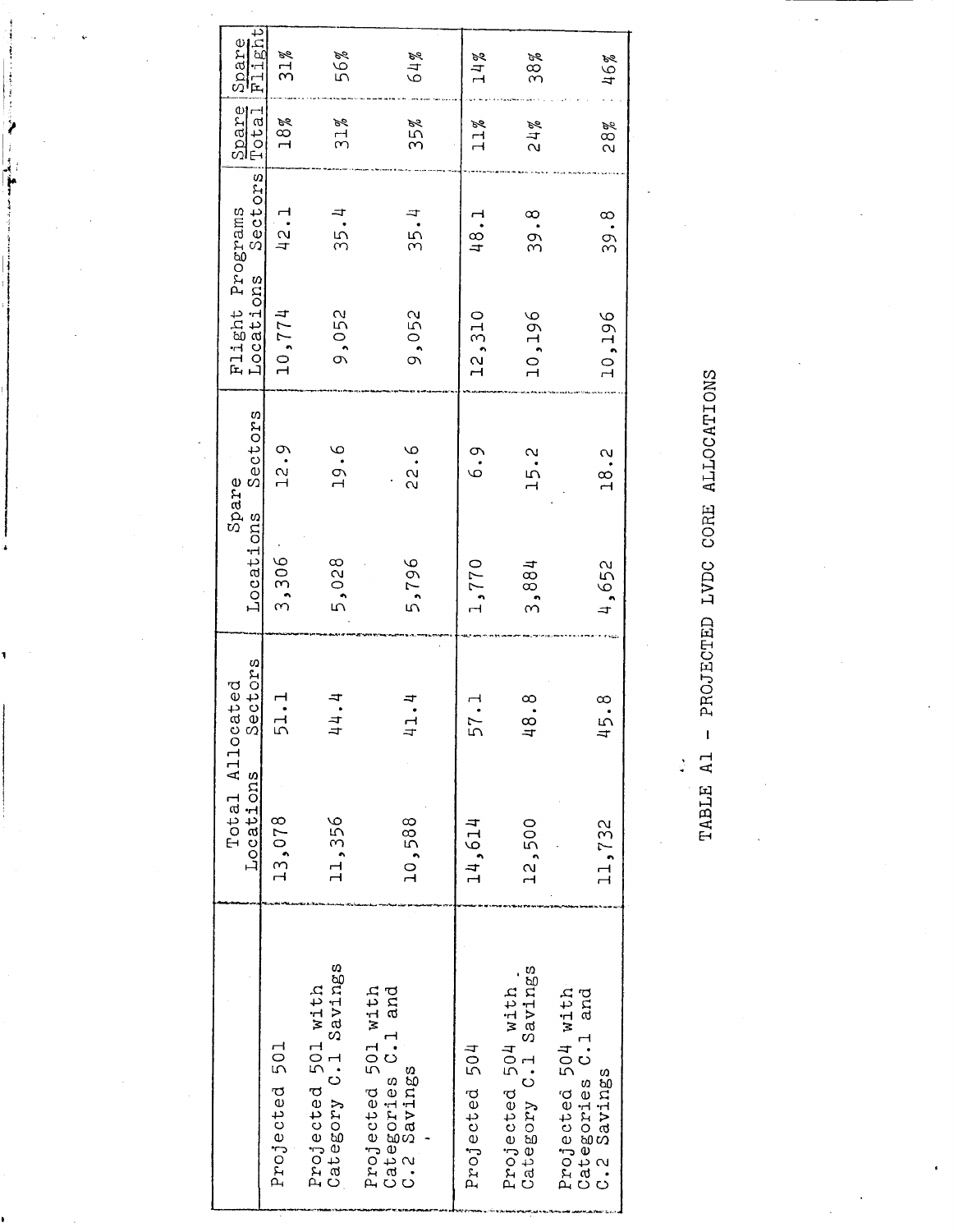| | Total Allocated | | Spare | | Flight Programs | | Spare/Total | Spare/Flight |
|---|---|---|---|---|---|---|---|---|
| | Locations | Sectors | Locations | Sectors | Locations | Sectors | | |
| Projected 501 | 13,078 | 51.1 | 3,306 | 12.9 | 10,774 | 42.1 | 18% | 31% |
| Projected 501 with Category C.1 Savings | 11,356 | 44.4 | 5,028 | 19.6 | 9,052 | 35.4 | 31% | 56% |
| Projected 501 with Categories C.1 and C.2 Savings | 10,588 | 41.4 | 5,796 | 22.6 | 9,052 | 35.4 | 35% | 64% |
| Projected 504 | 14,614 | 57.1 | 1,770 | 6.9 | 12,310 | 48.1 | 11% | 14% |
| Projected 504 with Category C.1 Savings | 12,500 | 48.8 | 3,884 | 15.2 | 10,196 | 39.8 | 24% | 38% |
| Projected 504 with Categories C.1 and C.2 Savings | 11,732 | 45.8 | 4,652 | 18.2 | 10,196 | 39.8 | 28% | 46% |

TABLE A1 - PROJECTED LVDC CORE ALLOCATIONS